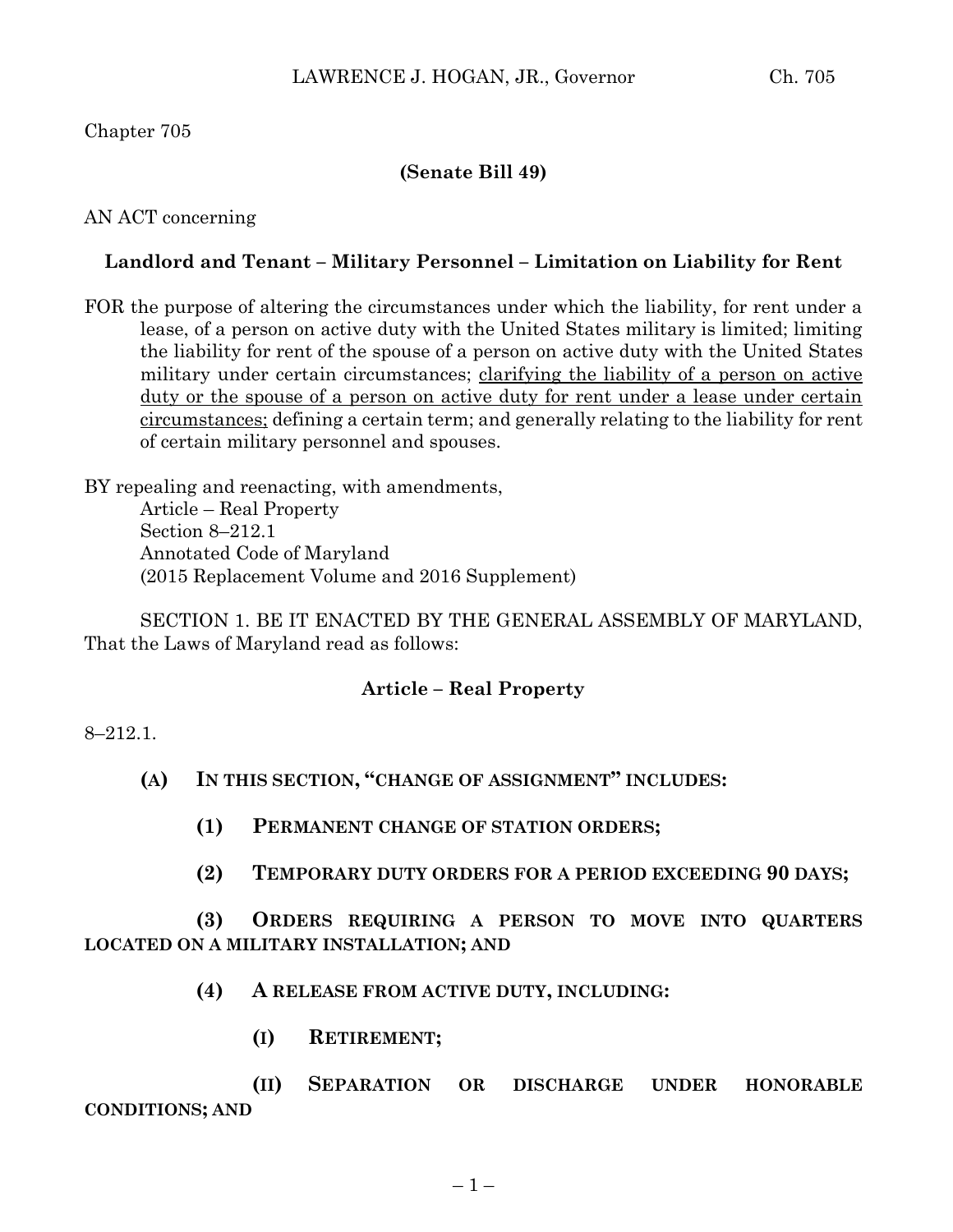Chapter 705

**(Senate Bill 49)**

AN ACT concerning

**Landlord and Tenant – Military Personnel – Limitation on Liability for Rent**

FOR the purpose of altering the circumstances under which the liability, for rent under a lease, of a person on active duty with the United States military is limited; limiting the liability for rent of the spouse of a person on active duty with the United States military under certain circumstances; <u>clarifying the liability of a person on active duty or the spouse of a person on active duty for rent under a lease under certain circumstances;</u> defining a certain term; and generally relating to the liability for rent of certain military personnel and spouses.

BY repealing and reenacting, with amendments,
Article – Real Property
Section 8–212.1
Annotated Code of Maryland
(2015 Replacement Volume and 2016 Supplement)

SECTION 1. BE IT ENACTED BY THE GENERAL ASSEMBLY OF MARYLAND, That the Laws of Maryland read as follows:

**Article – Real Property**

8–212.1.

**(A) IN THIS SECTION, "CHANGE OF ASSIGNMENT" INCLUDES:**

**(1) PERMANENT CHANGE OF STATION ORDERS;**

**(2) TEMPORARY DUTY ORDERS FOR A PERIOD EXCEEDING 90 DAYS;**

**(3) ORDERS REQUIRING A PERSON TO MOVE INTO QUARTERS LOCATED ON A MILITARY INSTALLATION; AND**

**(4) A RELEASE FROM ACTIVE DUTY, INCLUDING:**

**(I) RETIREMENT;**

**(II) SEPARATION OR DISCHARGE UNDER HONORABLE CONDITIONS; AND**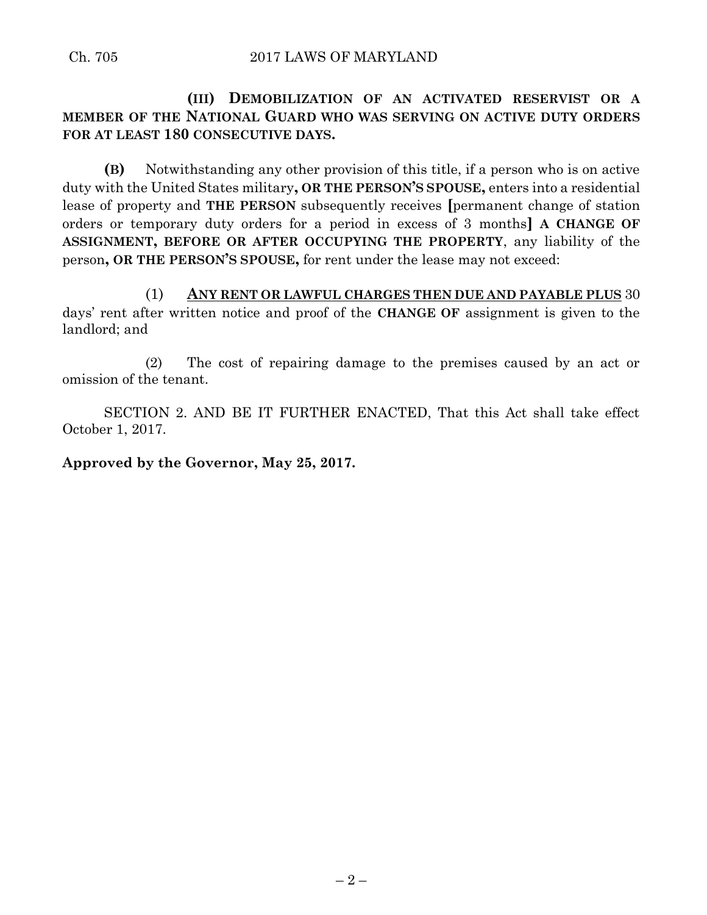**(III) DEMOBILIZATION OF AN ACTIVATED RESERVIST OR A MEMBER OF THE NATIONAL GUARD WHO WAS SERVING ON ACTIVE DUTY ORDERS FOR AT LEAST 180 CONSECUTIVE DAYS.**

**(B)** Notwithstanding any other provision of this title, if a person who is on active duty with the United States military**, OR THE PERSON'S SPOUSE,** enters into a residential lease of property and **THE PERSON** subsequently receives **[**permanent change of station orders or temporary duty orders for a period in excess of 3 months**]** **A CHANGE OF ASSIGNMENT, BEFORE OR AFTER OCCUPYING THE PROPERTY**, any liability of the person**, OR THE PERSON'S SPOUSE,** for rent under the lease may not exceed:

(1) <u>**ANY RENT OR LAWFUL CHARGES THEN DUE AND PAYABLE PLUS**</u> 30 days' rent after written notice and proof of the **CHANGE OF** assignment is given to the landlord; and

(2) The cost of repairing damage to the premises caused by an act or omission of the tenant.

SECTION 2. AND BE IT FURTHER ENACTED, That this Act shall take effect October 1, 2017.

**Approved by the Governor, May 25, 2017.**